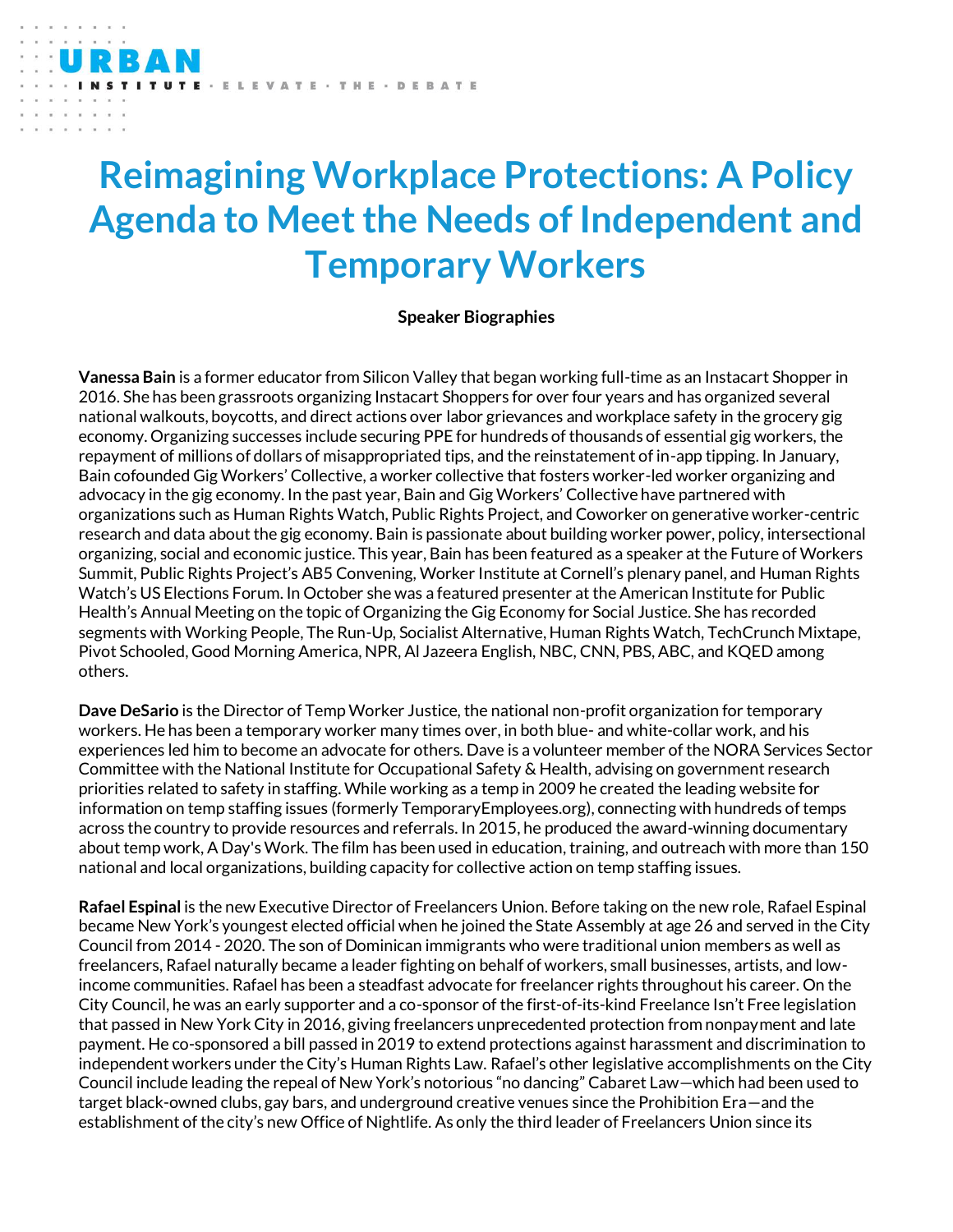# Reimagining Workplace Protections: A Policy Agenda to Meet the Needs of Independent and Temporary Workers

**Speaker Biographies**

**Vanessa Bain** is a former educator from Silicon Valley that began working full-time as an Instacart Shopper in 2016. She has been grassroots organizing Instacart Shoppers for over four years and has organized several national walkouts, boycotts, and direct actions over labor grievances and workplace safety in the grocery gig economy. Organizing successes include securing PPE for hundreds of thousands of essential gig workers, the repayment of millions of dollars of misappropriated tips, and the reinstatement of in-app tipping. In January, Bain cofounded Gig Workers' Collective, a worker collective that fosters worker-led worker organizing and advocacy in the gig economy. In the past year, Bain and Gig Workers' Collective have partnered with organizations such as Human Rights Watch, Public Rights Project, and Coworker on generative worker-centric research and data about the gig economy. Bain is passionate about building worker power, policy, intersectional organizing, social and economic justice. This year, Bain has been featured as a speaker at the Future of Workers Summit, Public Rights Project's AB5 Convening, Worker Institute at Cornell's plenary panel, and Human Rights Watch's US Elections Forum. In October she was a featured presenter at the American Institute for Public Health's Annual Meeting on the topic of Organizing the Gig Economy for Social Justice. She has recorded segments with Working People, The Run-Up, Socialist Alternative, Human Rights Watch, TechCrunch Mixtape, Pivot Schooled, Good Morning America, NPR, Al Jazeera English, NBC, CNN, PBS, ABC, and KQED among others.

**Dave DeSario** is the Director of Temp Worker Justice, the national non-profit organization for temporary workers. He has been a temporary worker many times over, in both blue- and white-collar work, and his experiences led him to become an advocate for others. Dave is a volunteer member of the NORA Services Sector Committee with the National Institute for Occupational Safety & Health, advising on government research priorities related to safety in staffing. While working as a temp in 2009 he created the leading website for information on temp staffing issues (formerly TemporaryEmployees.org), connecting with hundreds of temps across the country to provide resources and referrals. In 2015, he produced the award-winning documentary about temp work, A Day's Work. The film has been used in education, training, and outreach with more than 150 national and local organizations, building capacity for collective action on temp staffing issues.

**Rafael Espinal** is the new Executive Director of Freelancers Union. Before taking on the new role, Rafael Espinal became New York's youngest elected official when he joined the State Assembly at age 26 and served in the City Council from 2014 - 2020. The son of Dominican immigrants who were traditional union members as well as freelancers, Rafael naturally became a leader fighting on behalf of workers, small businesses, artists, and low-income communities. Rafael has been a steadfast advocate for freelancer rights throughout his career. On the City Council, he was an early supporter and a co-sponsor of the first-of-its-kind Freelance Isn't Free legislation that passed in New York City in 2016, giving freelancers unprecedented protection from nonpayment and late payment. He co-sponsored a bill passed in 2019 to extend protections against harassment and discrimination to independent workers under the City's Human Rights Law. Rafael's other legislative accomplishments on the City Council include leading the repeal of New York's notorious "no dancing" Cabaret Law—which had been used to target black-owned clubs, gay bars, and underground creative venues since the Prohibition Era—and the establishment of the city's new Office of Nightlife. As only the third leader of Freelancers Union since its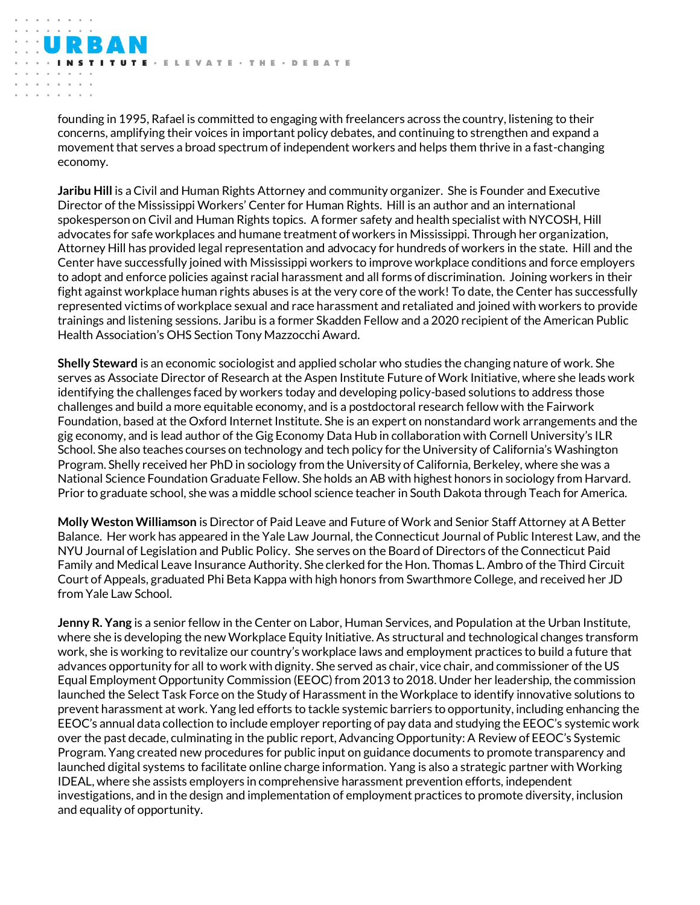founding in 1995, Rafael is committed to engaging with freelancers across the country, listening to their concerns, amplifying their voices in important policy debates, and continuing to strengthen and expand a movement that serves a broad spectrum of independent workers and helps them thrive in a fast-changing economy.

**Jaribu Hill** is a Civil and Human Rights Attorney and community organizer. She is Founder and Executive Director of the Mississippi Workers' Center for Human Rights. Hill is an author and an international spokesperson on Civil and Human Rights topics. A former safety and health specialist with NYCOSH, Hill advocates for safe workplaces and humane treatment of workers in Mississippi. Through her organization, Attorney Hill has provided legal representation and advocacy for hundreds of workers in the state. Hill and the Center have successfully joined with Mississippi workers to improve workplace conditions and force employers to adopt and enforce policies against racial harassment and all forms of discrimination. Joining workers in their fight against workplace human rights abuses is at the very core of the work! To date, the Center has successfully represented victims of workplace sexual and race harassment and retaliated and joined with workers to provide trainings and listening sessions. Jaribu is a former Skadden Fellow and a 2020 recipient of the American Public Health Association's OHS Section Tony Mazzocchi Award.

**Shelly Steward** is an economic sociologist and applied scholar who studies the changing nature of work. She serves as Associate Director of Research at the Aspen Institute Future of Work Initiative, where she leads work identifying the challenges faced by workers today and developing policy-based solutions to address those challenges and build a more equitable economy, and is a postdoctoral research fellow with the Fairwork Foundation, based at the Oxford Internet Institute. She is an expert on nonstandard work arrangements and the gig economy, and is lead author of the Gig Economy Data Hub in collaboration with Cornell University's ILR School. She also teaches courses on technology and tech policy for the University of California's Washington Program. Shelly received her PhD in sociology from the University of California, Berkeley, where she was a National Science Foundation Graduate Fellow. She holds an AB with highest honors in sociology from Harvard. Prior to graduate school, she was a middle school science teacher in South Dakota through Teach for America.

**Molly Weston Williamson** is Director of Paid Leave and Future of Work and Senior Staff Attorney at A Better Balance. Her work has appeared in the Yale Law Journal, the Connecticut Journal of Public Interest Law, and the NYU Journal of Legislation and Public Policy. She serves on the Board of Directors of the Connecticut Paid Family and Medical Leave Insurance Authority. She clerked for the Hon. Thomas L. Ambro of the Third Circuit Court of Appeals, graduated Phi Beta Kappa with high honors from Swarthmore College, and received her JD from Yale Law School.

**Jenny R. Yang** is a senior fellow in the Center on Labor, Human Services, and Population at the Urban Institute, where she is developing the new Workplace Equity Initiative. As structural and technological changes transform work, she is working to revitalize our country's workplace laws and employment practices to build a future that advances opportunity for all to work with dignity. She served as chair, vice chair, and commissioner of the US Equal Employment Opportunity Commission (EEOC) from 2013 to 2018. Under her leadership, the commission launched the Select Task Force on the Study of Harassment in the Workplace to identify innovative solutions to prevent harassment at work. Yang led efforts to tackle systemic barriers to opportunity, including enhancing the EEOC's annual data collection to include employer reporting of pay data and studying the EEOC's systemic work over the past decade, culminating in the public report, Advancing Opportunity: A Review of EEOC's Systemic Program. Yang created new procedures for public input on guidance documents to promote transparency and launched digital systems to facilitate online charge information. Yang is also a strategic partner with Working IDEAL, where she assists employers in comprehensive harassment prevention efforts, independent investigations, and in the design and implementation of employment practices to promote diversity, inclusion and equality of opportunity.